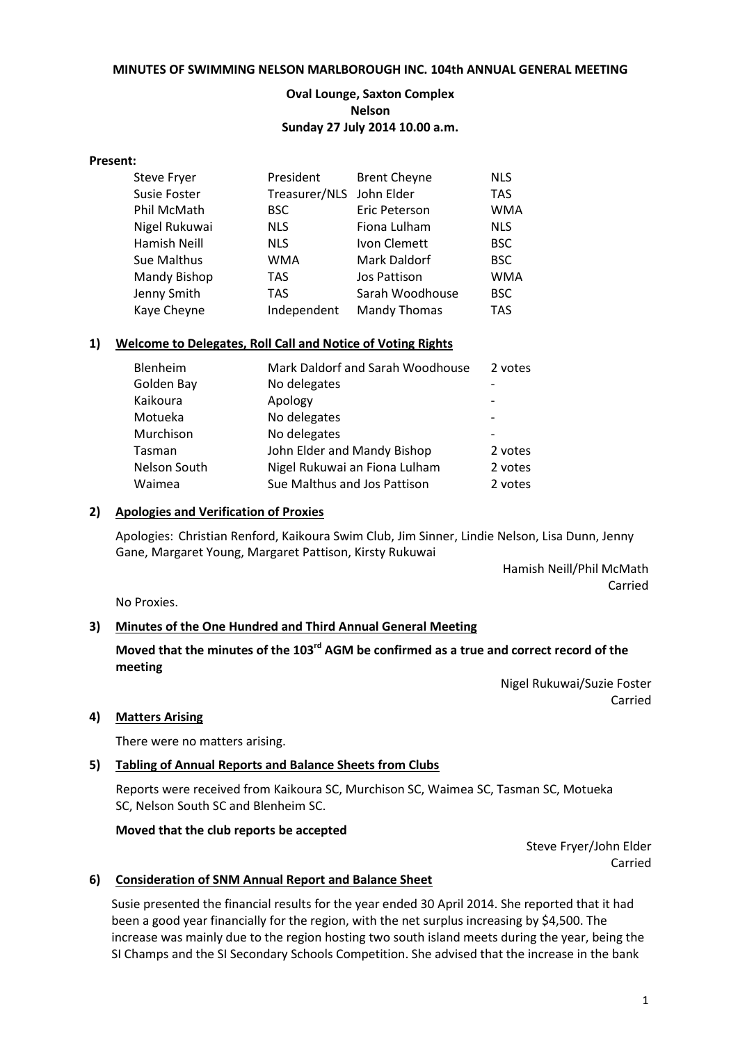**MINUTES OF SWIMMING NELSON MARLBOROUGH INC. 104th ANNUAL GENERAL MEETING**

**Oval Lounge, Saxton Complex**
**Nelson**
**Sunday 27 July 2014 10.00 a.m.**

**Present:**

| | | | |
|---|---|---|---|
| Steve Fryer | President | Brent Cheyne | NLS |
| Susie Foster | Treasurer/NLS | John Elder | TAS |
| Phil McMath | BSC | Eric Peterson | WMA |
| Nigel Rukuwai | NLS | Fiona Lulham | NLS |
| Hamish Neill | NLS | Ivon Clemett | BSC |
| Sue Malthus | WMA | Mark Daldorf | BSC |
| Mandy Bishop | TAS | Jos Pattison | WMA |
| Jenny Smith | TAS | Sarah Woodhouse | BSC |
| Kaye Cheyne | Independent | Mandy Thomas | TAS |

**1) Welcome to Delegates, Roll Call and Notice of Voting Rights**

| | | |
|---|---|---|
| Blenheim | Mark Daldorf and Sarah Woodhouse | 2 votes |
| Golden Bay | No delegates | - |
| Kaikoura | Apology | - |
| Motueka | No delegates | - |
| Murchison | No delegates | - |
| Tasman | John Elder and Mandy Bishop | 2 votes |
| Nelson South | Nigel Rukuwai an Fiona Lulham | 2 votes |
| Waimea | Sue Malthus and Jos Pattison | 2 votes |

**2) Apologies and Verification of Proxies**

Apologies: Christian Renford, Kaikoura Swim Club, Jim Sinner, Lindie Nelson, Lisa Dunn, Jenny Gane, Margaret Young, Margaret Pattison, Kirsty Rukuwai

Hamish Neill/Phil McMath
Carried

No Proxies.

**3) Minutes of the One Hundred and Third Annual General Meeting**

**Moved that the minutes of the 103rd AGM be confirmed as a true and correct record of the meeting**

Nigel Rukuwai/Suzie Foster
Carried

**4) Matters Arising**

There were no matters arising.

**5) Tabling of Annual Reports and Balance Sheets from Clubs**

Reports were received from Kaikoura SC, Murchison SC, Waimea SC, Tasman SC, Motueka SC, Nelson South SC and Blenheim SC.

**Moved that the club reports be accepted**

Steve Fryer/John Elder
Carried

**6) Consideration of SNM Annual Report and Balance Sheet**

Susie presented the financial results for the year ended 30 April 2014. She reported that it had been a good year financially for the region, with the net surplus increasing by $4,500. The increase was mainly due to the region hosting two south island meets during the year, being the SI Champs and the SI Secondary Schools Competition. She advised that the increase in the bank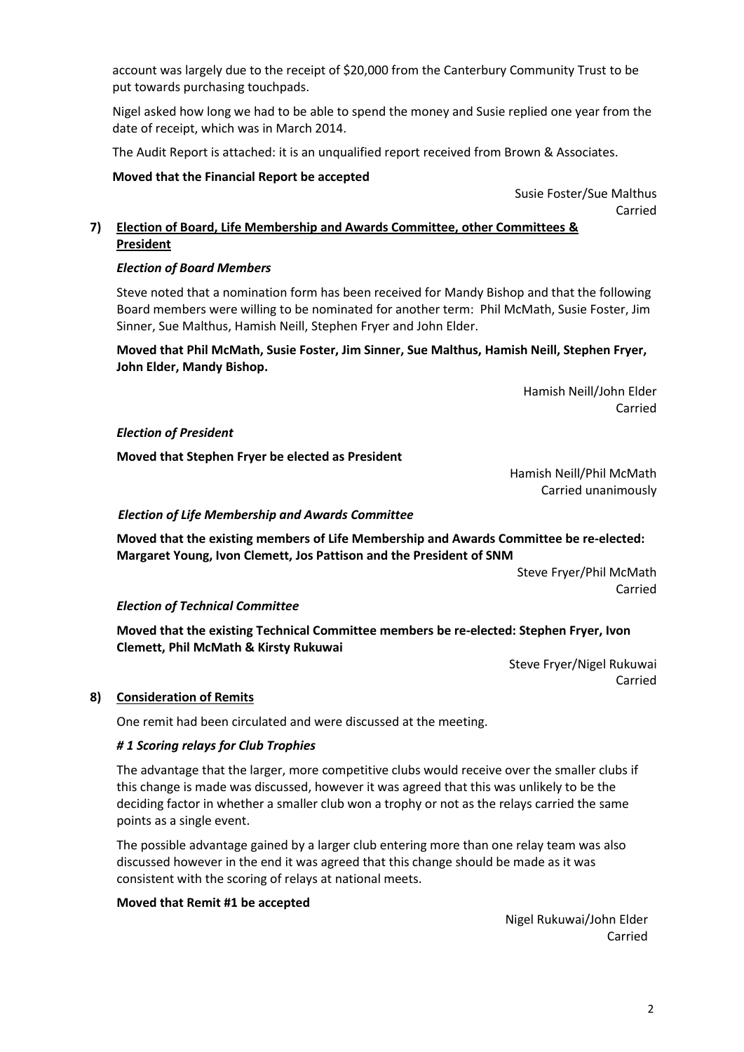account was largely due to the receipt of $20,000 from the Canterbury Community Trust to be put towards purchasing touchpads.

Nigel asked how long we had to be able to spend the money and Susie replied one year from the date of receipt, which was in March 2014.

The Audit Report is attached: it is an unqualified report received from Brown & Associates.

**Moved that the Financial Report be accepted**

Susie Foster/Sue Malthus
Carried

## 7) Election of Board, Life Membership and Awards Committee, other Committees & President

### *Election of Board Members*

Steve noted that a nomination form has been received for Mandy Bishop and that the following Board members were willing to be nominated for another term: Phil McMath, Susie Foster, Jim Sinner, Sue Malthus, Hamish Neill, Stephen Fryer and John Elder.

**Moved that Phil McMath, Susie Foster, Jim Sinner, Sue Malthus, Hamish Neill, Stephen Fryer, John Elder, Mandy Bishop.**

Hamish Neill/John Elder
Carried

### *Election of President*

**Moved that Stephen Fryer be elected as President**

Hamish Neill/Phil McMath
Carried unanimously

### *Election of Life Membership and Awards Committee*

**Moved that the existing members of Life Membership and Awards Committee be re-elected: Margaret Young, Ivon Clemett, Jos Pattison and the President of SNM**

Steve Fryer/Phil McMath
Carried

### *Election of Technical Committee*

**Moved that the existing Technical Committee members be re-elected: Stephen Fryer, Ivon Clemett, Phil McMath & Kirsty Rukuwai**

Steve Fryer/Nigel Rukuwai
Carried

## 8) Consideration of Remits

One remit had been circulated and were discussed at the meeting.

### *# 1 Scoring relays for Club Trophies*

The advantage that the larger, more competitive clubs would receive over the smaller clubs if this change is made was discussed, however it was agreed that this was unlikely to be the deciding factor in whether a smaller club won a trophy or not as the relays carried the same points as a single event.

The possible advantage gained by a larger club entering more than one relay team was also discussed however in the end it was agreed that this change should be made as it was consistent with the scoring of relays at national meets.

**Moved that Remit #1 be accepted**

Nigel Rukuwai/John Elder
Carried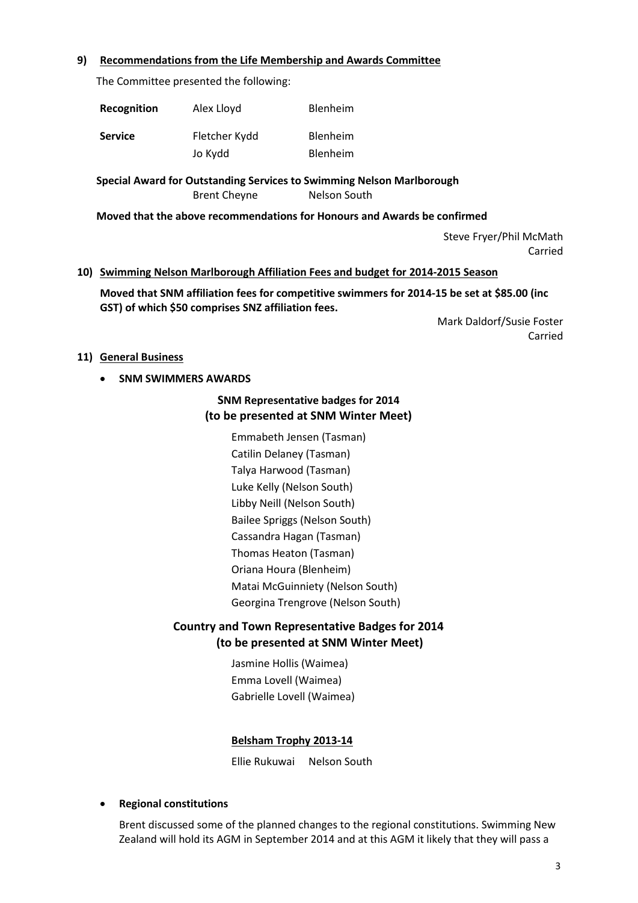## 9) Recommendations from the Life Membership and Awards Committee

The Committee presented the following:

| | | |
|---|---|---|
| **Recognition** | Alex Lloyd | Blenheim |
| **Service** | Fletcher Kydd | Blenheim |
| | Jo Kydd | Blenheim |

**Special Award for Outstanding Services to Swimming Nelson Marlborough**

Brent Cheyne Nelson South

**Moved that the above recommendations for Honours and Awards be confirmed**

Steve Fryer/Phil McMath
Carried

## 10) Swimming Nelson Marlborough Affiliation Fees and budget for 2014-2015 Season

**Moved that SNM affiliation fees for competitive swimmers for 2014-15 be set at $85.00 (inc GST) of which $50 comprises SNZ affiliation fees.**

Mark Daldorf/Susie Foster
Carried

## 11) General Business

- **SNM SWIMMERS AWARDS**

**SNM Representative badges for 2014**
**(to be presented at SNM Winter Meet)**

Emmabeth Jensen (Tasman)
Catilin Delaney (Tasman)
Talya Harwood (Tasman)
Luke Kelly (Nelson South)
Libby Neill (Nelson South)
Bailee Spriggs (Nelson South)
Cassandra Hagan (Tasman)
Thomas Heaton (Tasman)
Oriana Houra (Blenheim)
Matai McGuinniety (Nelson South)
Georgina Trengrove (Nelson South)

**Country and Town Representative Badges for 2014**
**(to be presented at SNM Winter Meet)**

Jasmine Hollis (Waimea)
Emma Lovell (Waimea)
Gabrielle Lovell (Waimea)

**Belsham Trophy 2013-14**

Ellie Rukuwai Nelson South

- **Regional constitutions**

Brent discussed some of the planned changes to the regional constitutions. Swimming New Zealand will hold its AGM in September 2014 and at this AGM it likely that they will pass a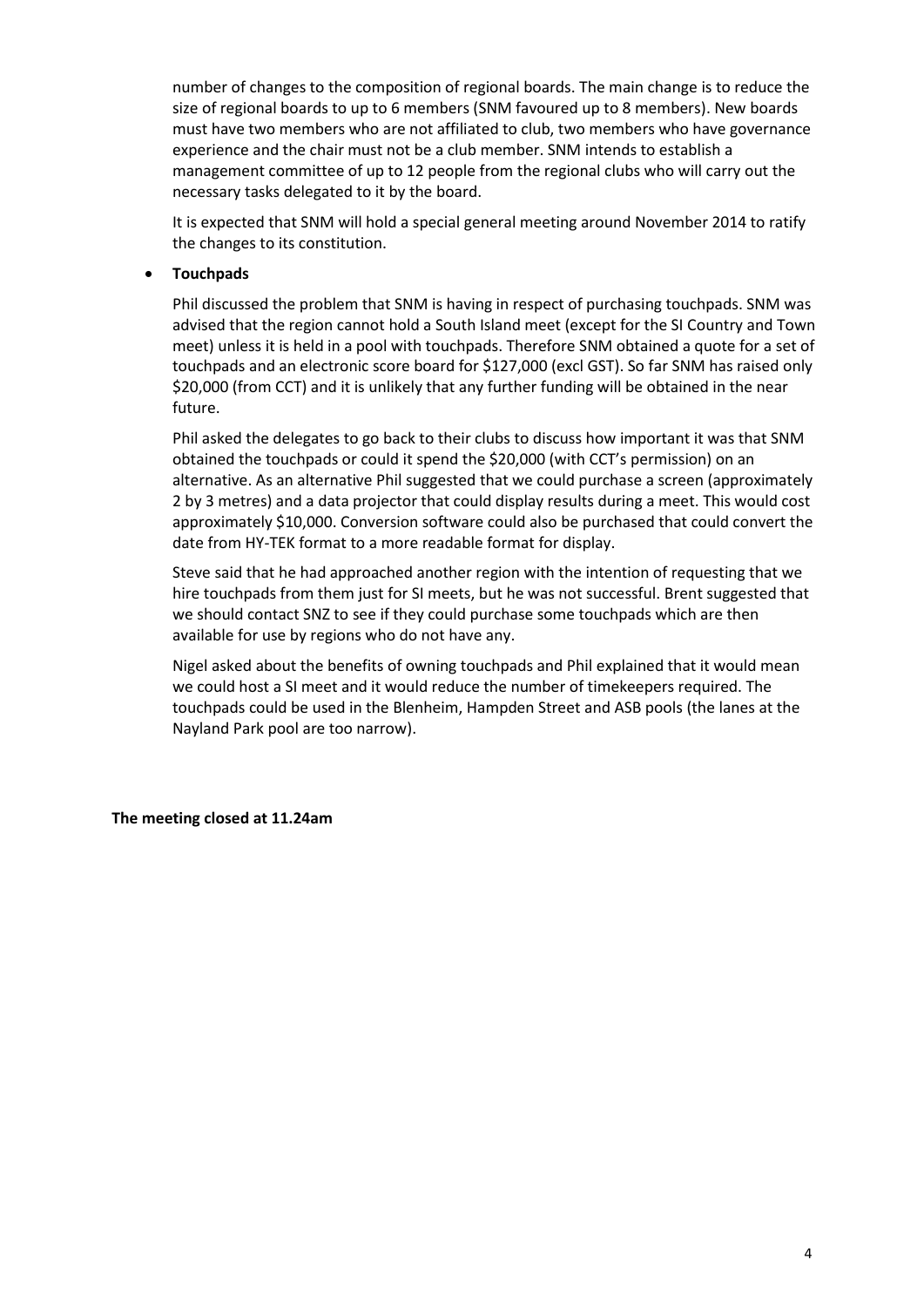number of changes to the composition of regional boards. The main change is to reduce the size of regional boards to up to 6 members (SNM favoured up to 8 members). New boards must have two members who are not affiliated to club, two members who have governance experience and the chair must not be a club member. SNM intends to establish a management committee of up to 12 people from the regional clubs who will carry out the necessary tasks delegated to it by the board.

It is expected that SNM will hold a special general meeting around November 2014 to ratify the changes to its constitution.

- **Touchpads**

  Phil discussed the problem that SNM is having in respect of purchasing touchpads. SNM was advised that the region cannot hold a South Island meet (except for the SI Country and Town meet) unless it is held in a pool with touchpads. Therefore SNM obtained a quote for a set of touchpads and an electronic score board for $127,000 (excl GST). So far SNM has raised only $20,000 (from CCT) and it is unlikely that any further funding will be obtained in the near future.

  Phil asked the delegates to go back to their clubs to discuss how important it was that SNM obtained the touchpads or could it spend the $20,000 (with CCT's permission) on an alternative. As an alternative Phil suggested that we could purchase a screen (approximately 2 by 3 metres) and a data projector that could display results during a meet. This would cost approximately $10,000. Conversion software could also be purchased that could convert the date from HY-TEK format to a more readable format for display.

  Steve said that he had approached another region with the intention of requesting that we hire touchpads from them just for SI meets, but he was not successful. Brent suggested that we should contact SNZ to see if they could purchase some touchpads which are then available for use by regions who do not have any.

  Nigel asked about the benefits of owning touchpads and Phil explained that it would mean we could host a SI meet and it would reduce the number of timekeepers required. The touchpads could be used in the Blenheim, Hampden Street and ASB pools (the lanes at the Nayland Park pool are too narrow).

**The meeting closed at 11.24am**